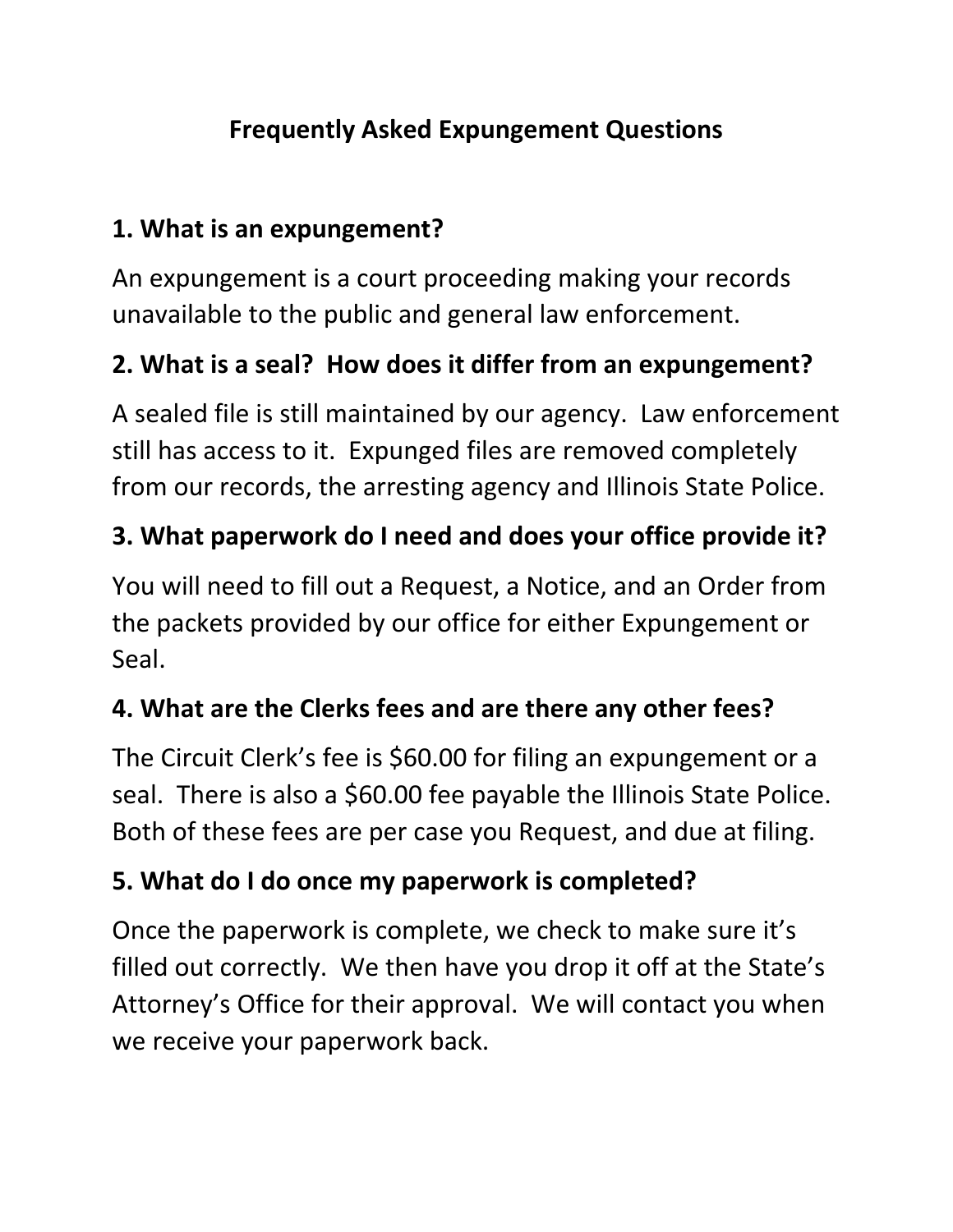# Frequently Asked Expungement Questions

## 1. What is an expungement?

An expungement is a court proceeding making your records unavailable to the public and general law enforcement.

## 2. What is a seal? How does it differ from an expungement?

A sealed file is still maintained by our agency. Law enforcement still has access to it. Expunged files are removed completely from our records, the arresting agency and Illinois State Police.

## 3. What paperwork do I need and does your office provide it?

You will need to fill out a Request, a Notice, and an Order from the packets provided by our office for either Expungement or Seal.

## 4. What are the Clerks fees and are there any other fees?

The Circuit Clerk's fee is $60.00 for filing an expungement or a seal. There is also a $60.00 fee payable the Illinois State Police. Both of these fees are per case you Request, and due at filing.

## 5. What do I do once my paperwork is completed?

Once the paperwork is complete, we check to make sure it's filled out correctly. We then have you drop it off at the State's Attorney's Office for their approval. We will contact you when we receive your paperwork back.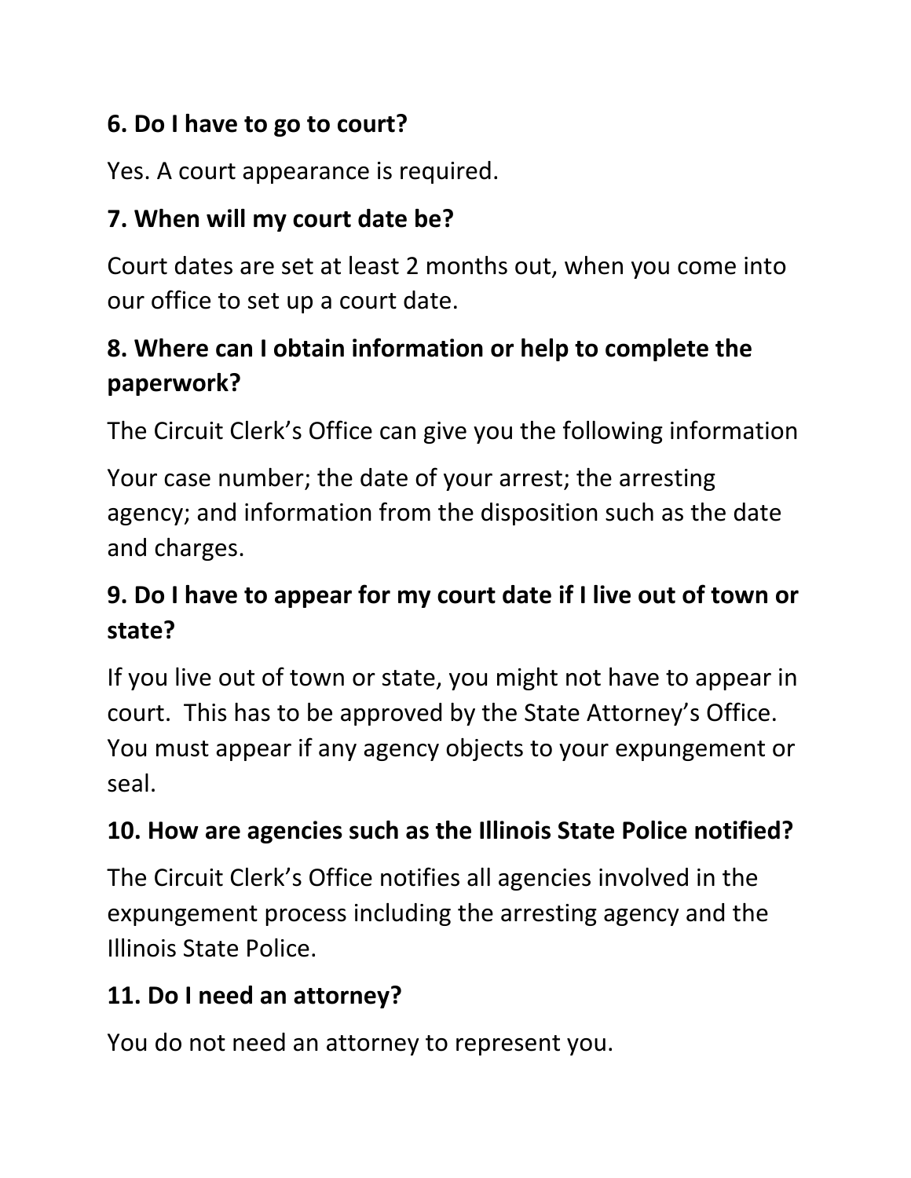### 6. Do I have to go to court?

Yes. A court appearance is required.

### 7. When will my court date be?

Court dates are set at least 2 months out, when you come into our office to set up a court date.

### 8. Where can I obtain information or help to complete the paperwork?

The Circuit Clerk's Office can give you the following information

Your case number; the date of your arrest; the arresting agency; and information from the disposition such as the date and charges.

### 9. Do I have to appear for my court date if I live out of town or state?

If you live out of town or state, you might not have to appear in court. This has to be approved by the State Attorney's Office. You must appear if any agency objects to your expungement or seal.

### 10. How are agencies such as the Illinois State Police notified?

The Circuit Clerk's Office notifies all agencies involved in the expungement process including the arresting agency and the Illinois State Police.

### 11. Do I need an attorney?

You do not need an attorney to represent you.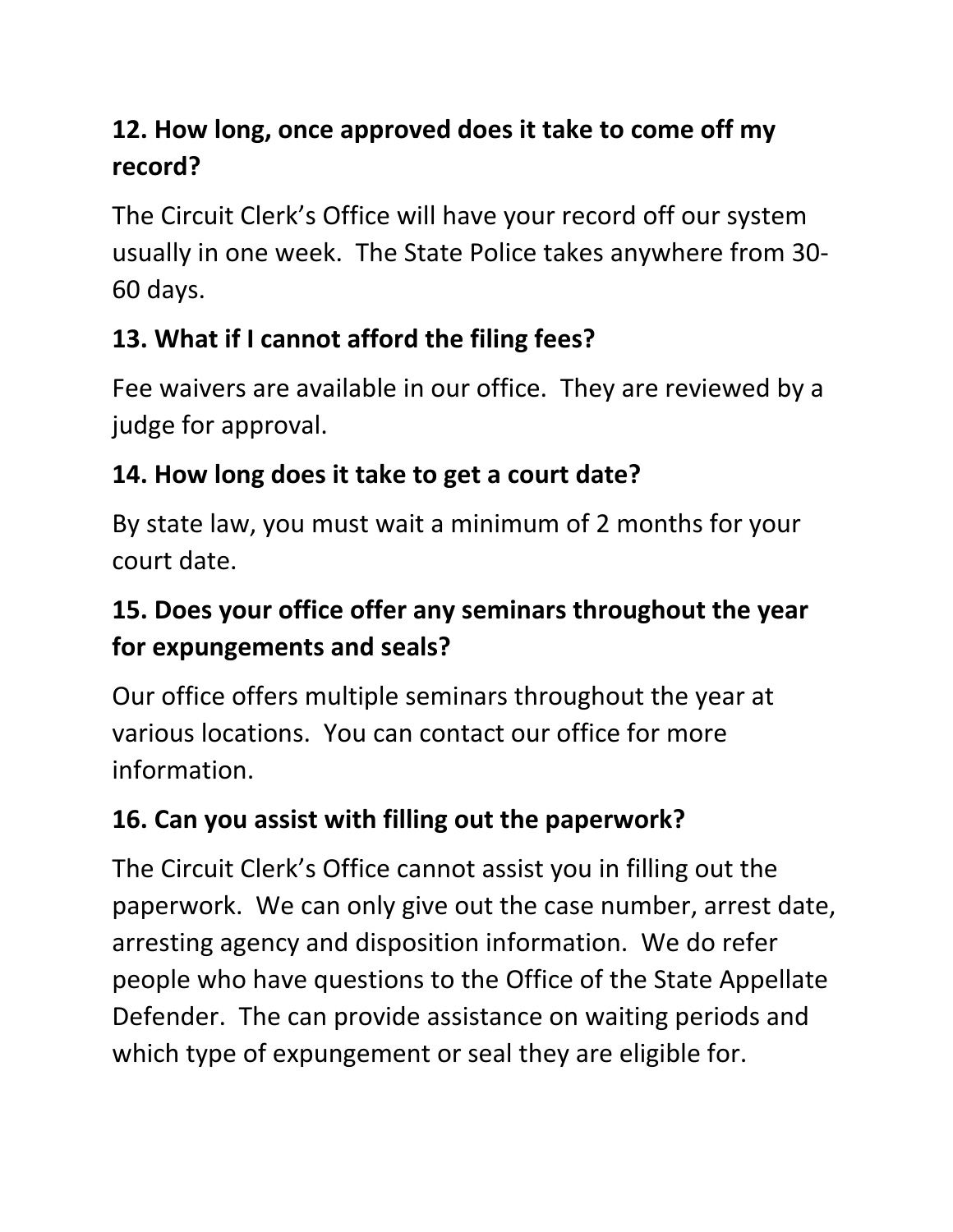## 12. How long, once approved does it take to come off my record?

The Circuit Clerk's Office will have your record off our system usually in one week. The State Police takes anywhere from 30-60 days.

## 13. What if I cannot afford the filing fees?

Fee waivers are available in our office. They are reviewed by a judge for approval.

## 14. How long does it take to get a court date?

By state law, you must wait a minimum of 2 months for your court date.

## 15. Does your office offer any seminars throughout the year for expungements and seals?

Our office offers multiple seminars throughout the year at various locations. You can contact our office for more information.

## 16. Can you assist with filling out the paperwork?

The Circuit Clerk's Office cannot assist you in filling out the paperwork. We can only give out the case number, arrest date, arresting agency and disposition information. We do refer people who have questions to the Office of the State Appellate Defender. The can provide assistance on waiting periods and which type of expungement or seal they are eligible for.